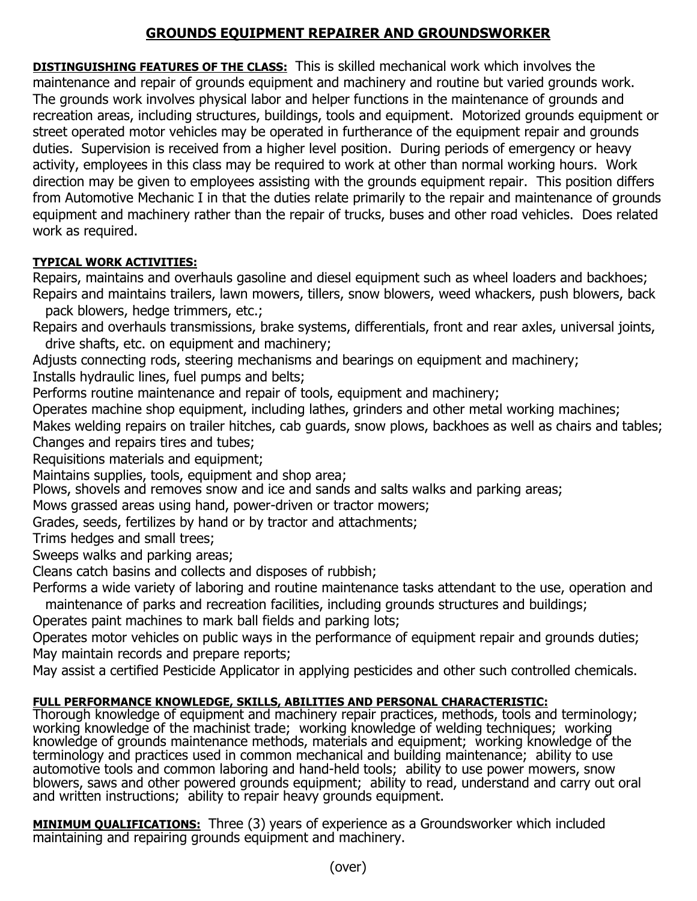# GROUNDS EQUIPMENT REPAIRER AND GROUNDSWORKER

**DISTINGUISHING FEATURES OF THE CLASS:** This is skilled mechanical work which involves the maintenance and repair of grounds equipment and machinery and routine but varied grounds work. The grounds work involves physical labor and helper functions in the maintenance of grounds and recreation areas, including structures, buildings, tools and equipment. Motorized grounds equipment or street operated motor vehicles may be operated in furtherance of the equipment repair and grounds duties. Supervision is received from a higher level position. During periods of emergency or heavy activity, employees in this class may be required to work at other than normal working hours. Work direction may be given to employees assisting with the grounds equipment repair. This position differs from Automotive Mechanic I in that the duties relate primarily to the repair and maintenance of grounds equipment and machinery rather than the repair of trucks, buses and other road vehicles. Does related work as required.

**TYPICAL WORK ACTIVITIES:**

Repairs, maintains and overhauls gasoline and diesel equipment such as wheel loaders and backhoes;
Repairs and maintains trailers, lawn mowers, tillers, snow blowers, weed whackers, push blowers, back pack blowers, hedge trimmers, etc.;
Repairs and overhauls transmissions, brake systems, differentials, front and rear axles, universal joints, drive shafts, etc. on equipment and machinery;
Adjusts connecting rods, steering mechanisms and bearings on equipment and machinery;
Installs hydraulic lines, fuel pumps and belts;
Performs routine maintenance and repair of tools, equipment and machinery;
Operates machine shop equipment, including lathes, grinders and other metal working machines;
Makes welding repairs on trailer hitches, cab guards, snow plows, backhoes as well as chairs and tables;
Changes and repairs tires and tubes;
Requisitions materials and equipment;
Maintains supplies, tools, equipment and shop area;
Plows, shovels and removes snow and ice and sands and salts walks and parking areas;
Mows grassed areas using hand, power-driven or tractor mowers;
Grades, seeds, fertilizes by hand or by tractor and attachments;
Trims hedges and small trees;
Sweeps walks and parking areas;
Cleans catch basins and collects and disposes of rubbish;
Performs a wide variety of laboring and routine maintenance tasks attendant to the use, operation and maintenance of parks and recreation facilities, including grounds structures and buildings;
Operates paint machines to mark ball fields and parking lots;
Operates motor vehicles on public ways in the performance of equipment repair and grounds duties;
May maintain records and prepare reports;
May assist a certified Pesticide Applicator in applying pesticides and other such controlled chemicals.

**FULL PERFORMANCE KNOWLEDGE, SKILLS, ABILITIES AND PERSONAL CHARACTERISTIC:**
Thorough knowledge of equipment and machinery repair practices, methods, tools and terminology; working knowledge of the machinist trade; working knowledge of welding techniques; working knowledge of grounds maintenance methods, materials and equipment; working knowledge of the terminology and practices used in common mechanical and building maintenance; ability to use automotive tools and common laboring and hand-held tools; ability to use power mowers, snow blowers, saws and other powered grounds equipment; ability to read, understand and carry out oral and written instructions; ability to repair heavy grounds equipment.

**MINIMUM QUALIFICATIONS:** Three (3) years of experience as a Groundsworker which included maintaining and repairing grounds equipment and machinery.

(over)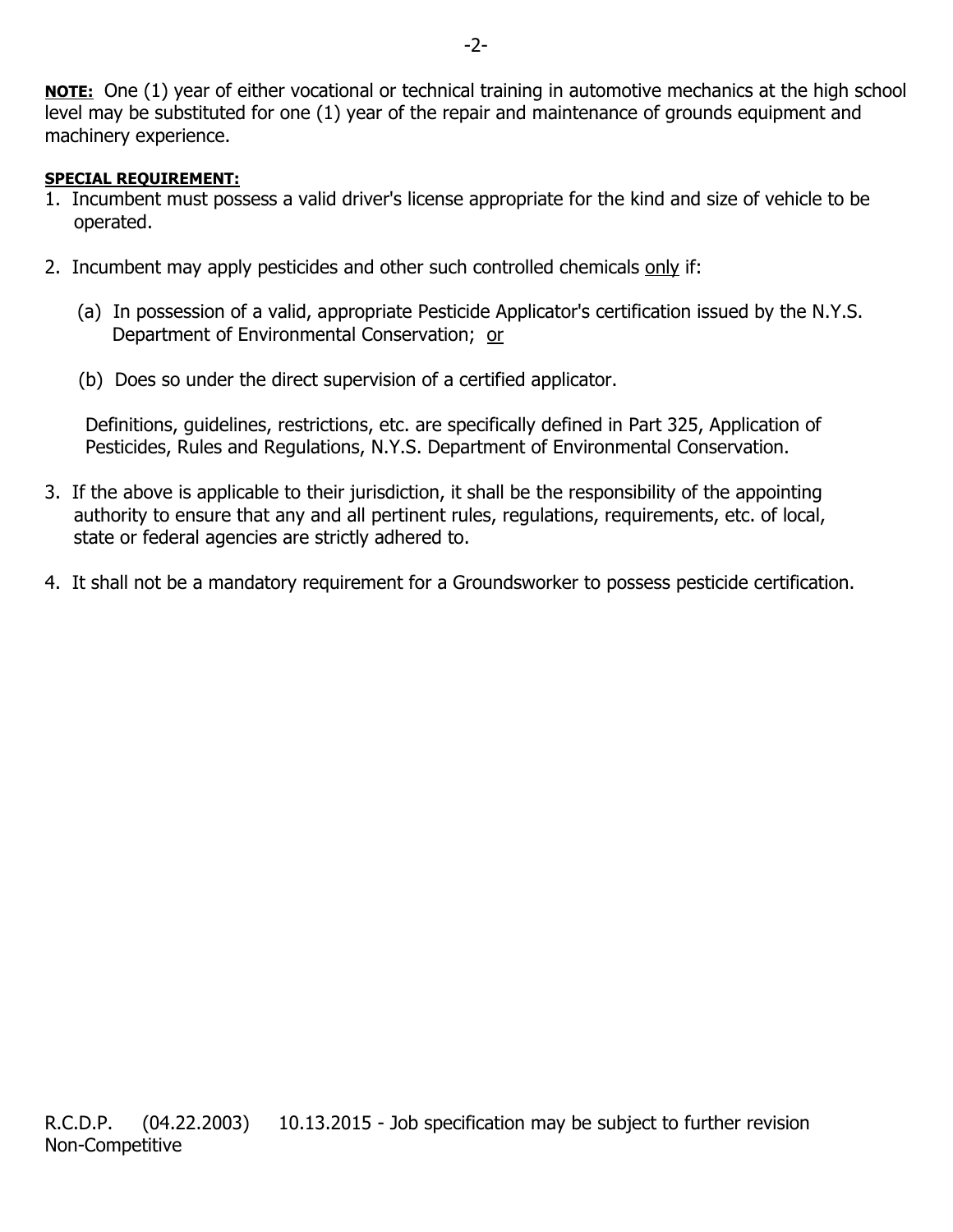**NOTE:** One (1) year of either vocational or technical training in automotive mechanics at the high school level may be substituted for one (1) year of the repair and maintenance of grounds equipment and machinery experience.

**SPECIAL REQUIREMENT:**

1. Incumbent must possess a valid driver's license appropriate for the kind and size of vehicle to be operated.

2. Incumbent may apply pesticides and other such controlled chemicals only if:

   (a) In possession of a valid, appropriate Pesticide Applicator's certification issued by the N.Y.S. Department of Environmental Conservation; or

   (b) Does so under the direct supervision of a certified applicator.

   Definitions, guidelines, restrictions, etc. are specifically defined in Part 325, Application of Pesticides, Rules and Regulations, N.Y.S. Department of Environmental Conservation.

3. If the above is applicable to their jurisdiction, it shall be the responsibility of the appointing authority to ensure that any and all pertinent rules, regulations, requirements, etc. of local, state or federal agencies are strictly adhered to.

4. It shall not be a mandatory requirement for a Groundsworker to possess pesticide certification.

R.C.D.P. (04.22.2003) 10.13.2015 - Job specification may be subject to further revision
Non-Competitive